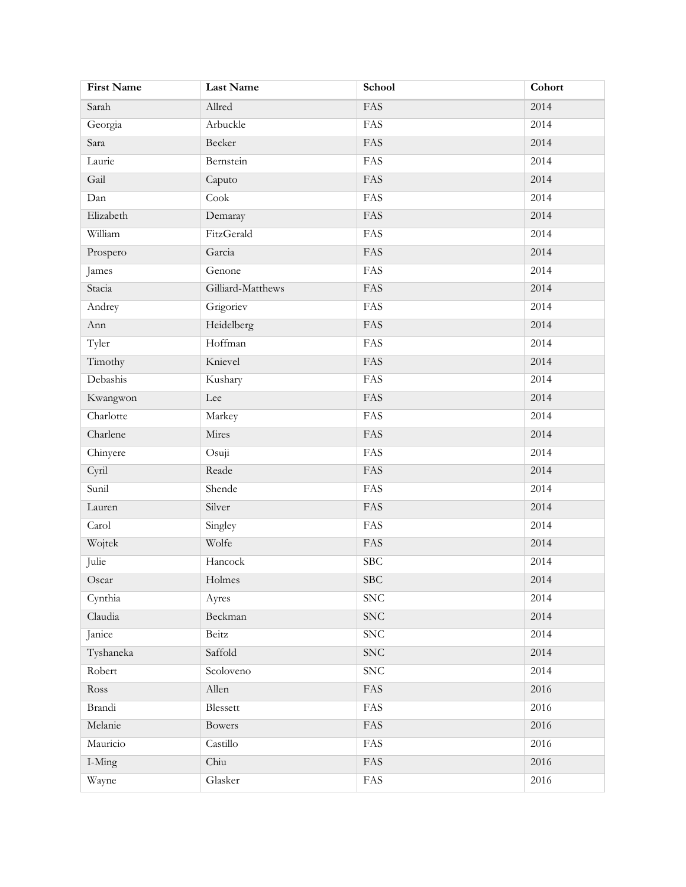| First Name | Last Name | School | Cohort |
| --- | --- | --- | --- |
| Sarah | Allred | FAS | 2014 |
| Georgia | Arbuckle | FAS | 2014 |
| Sara | Becker | FAS | 2014 |
| Laurie | Bernstein | FAS | 2014 |
| Gail | Caputo | FAS | 2014 |
| Dan | Cook | FAS | 2014 |
| Elizabeth | Demaray | FAS | 2014 |
| William | FitzGerald | FAS | 2014 |
| Prospero | Garcia | FAS | 2014 |
| James | Genone | FAS | 2014 |
| Stacia | Gilliard-Matthews | FAS | 2014 |
| Andrey | Grigoriev | FAS | 2014 |
| Ann | Heidelberg | FAS | 2014 |
| Tyler | Hoffman | FAS | 2014 |
| Timothy | Knievel | FAS | 2014 |
| Debashis | Kushary | FAS | 2014 |
| Kwangwon | Lee | FAS | 2014 |
| Charlotte | Markey | FAS | 2014 |
| Charlene | Mires | FAS | 2014 |
| Chinyere | Osuji | FAS | 2014 |
| Cyril | Reade | FAS | 2014 |
| Sunil | Shende | FAS | 2014 |
| Lauren | Silver | FAS | 2014 |
| Carol | Singley | FAS | 2014 |
| Wojtek | Wolfe | FAS | 2014 |
| Julie | Hancock | SBC | 2014 |
| Oscar | Holmes | SBC | 2014 |
| Cynthia | Ayres | SNC | 2014 |
| Claudia | Beckman | SNC | 2014 |
| Janice | Beitz | SNC | 2014 |
| Tyshaneka | Saffold | SNC | 2014 |
| Robert | Scoloveno | SNC | 2014 |
| Ross | Allen | FAS | 2016 |
| Brandi | Blessett | FAS | 2016 |
| Melanie | Bowers | FAS | 2016 |
| Mauricio | Castillo | FAS | 2016 |
| I-Ming | Chiu | FAS | 2016 |
| Wayne | Glasker | FAS | 2016 |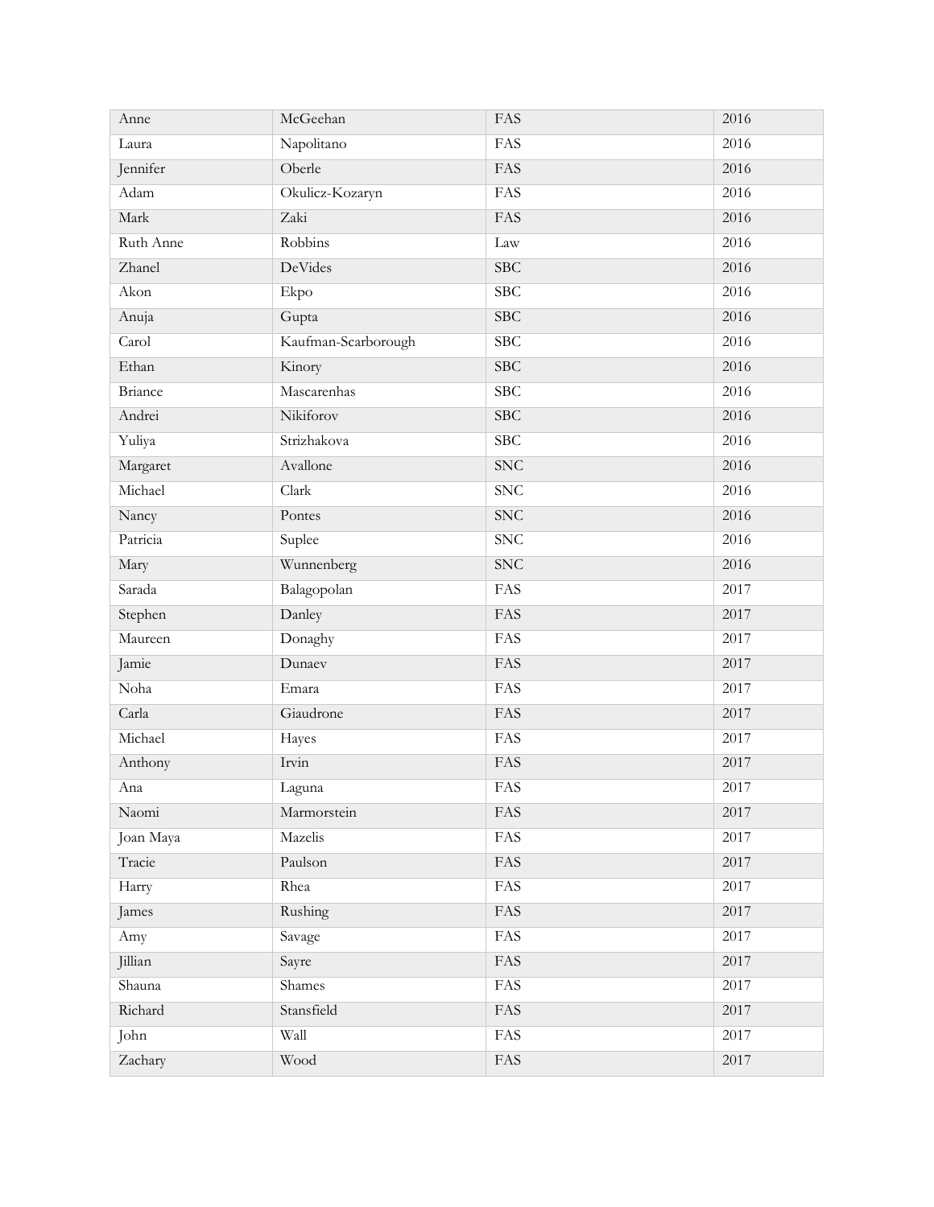| Anne | McGeehan | FAS | 2016 |
|---|---|---|---|
| Laura | Napolitano | FAS | 2016 |
| Jennifer | Oberle | FAS | 2016 |
| Adam | Okulicz-Kozaryn | FAS | 2016 |
| Mark | Zaki | FAS | 2016 |
| Ruth Anne | Robbins | Law | 2016 |
| Zhanel | DeVides | SBC | 2016 |
| Akon | Ekpo | SBC | 2016 |
| Anuja | Gupta | SBC | 2016 |
| Carol | Kaufman-Scarborough | SBC | 2016 |
| Ethan | Kinory | SBC | 2016 |
| Briance | Mascarenhas | SBC | 2016 |
| Andrei | Nikiforov | SBC | 2016 |
| Yuliya | Strizhakova | SBC | 2016 |
| Margaret | Avallone | SNC | 2016 |
| Michael | Clark | SNC | 2016 |
| Nancy | Pontes | SNC | 2016 |
| Patricia | Suplee | SNC | 2016 |
| Mary | Wunnenberg | SNC | 2016 |
| Sarada | Balagopolan | FAS | 2017 |
| Stephen | Danley | FAS | 2017 |
| Maureen | Donaghy | FAS | 2017 |
| Jamie | Dunaev | FAS | 2017 |
| Noha | Emara | FAS | 2017 |
| Carla | Giaudrone | FAS | 2017 |
| Michael | Hayes | FAS | 2017 |
| Anthony | Irvin | FAS | 2017 |
| Ana | Laguna | FAS | 2017 |
| Naomi | Marmorstein | FAS | 2017 |
| Joan Maya | Mazelis | FAS | 2017 |
| Tracie | Paulson | FAS | 2017 |
| Harry | Rhea | FAS | 2017 |
| James | Rushing | FAS | 2017 |
| Amy | Savage | FAS | 2017 |
| Jillian | Sayre | FAS | 2017 |
| Shauna | Shames | FAS | 2017 |
| Richard | Stansfield | FAS | 2017 |
| John | Wall | FAS | 2017 |
| Zachary | Wood | FAS | 2017 |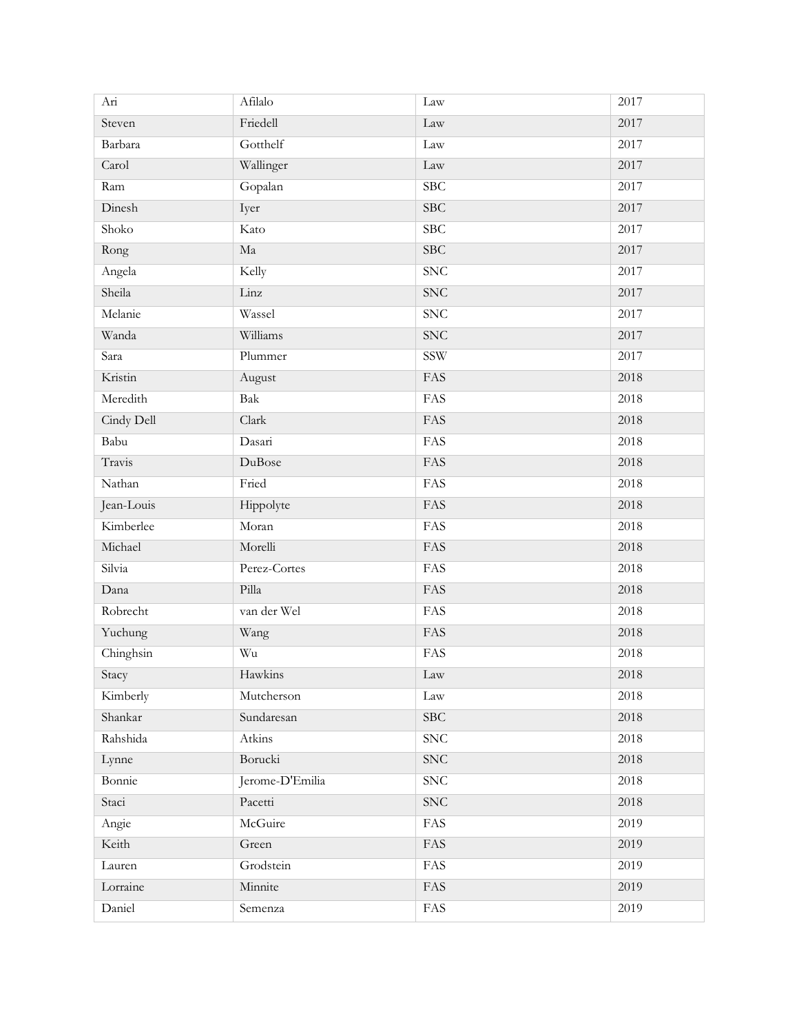| | | | |
|---|---|---|---|
| Ari | Afilalo | Law | 2017 |
| Steven | Friedell | Law | 2017 |
| Barbara | Gotthelf | Law | 2017 |
| Carol | Wallinger | Law | 2017 |
| Ram | Gopalan | SBC | 2017 |
| Dinesh | Iyer | SBC | 2017 |
| Shoko | Kato | SBC | 2017 |
| Rong | Ma | SBC | 2017 |
| Angela | Kelly | SNC | 2017 |
| Sheila | Linz | SNC | 2017 |
| Melanie | Wassel | SNC | 2017 |
| Wanda | Williams | SNC | 2017 |
| Sara | Plummer | SSW | 2017 |
| Kristin | August | FAS | 2018 |
| Meredith | Bak | FAS | 2018 |
| Cindy Dell | Clark | FAS | 2018 |
| Babu | Dasari | FAS | 2018 |
| Travis | DuBose | FAS | 2018 |
| Nathan | Fried | FAS | 2018 |
| Jean-Louis | Hippolyte | FAS | 2018 |
| Kimberlee | Moran | FAS | 2018 |
| Michael | Morelli | FAS | 2018 |
| Silvia | Perez-Cortes | FAS | 2018 |
| Dana | Pilla | FAS | 2018 |
| Robrecht | van der Wel | FAS | 2018 |
| Yuchung | Wang | FAS | 2018 |
| Chinghsin | Wu | FAS | 2018 |
| Stacy | Hawkins | Law | 2018 |
| Kimberly | Mutcherson | Law | 2018 |
| Shankar | Sundaresan | SBC | 2018 |
| Rahshida | Atkins | SNC | 2018 |
| Lynne | Borucki | SNC | 2018 |
| Bonnie | Jerome-D'Emilia | SNC | 2018 |
| Staci | Pacetti | SNC | 2018 |
| Angie | McGuire | FAS | 2019 |
| Keith | Green | FAS | 2019 |
| Lauren | Grodstein | FAS | 2019 |
| Lorraine | Minnite | FAS | 2019 |
| Daniel | Semenza | FAS | 2019 |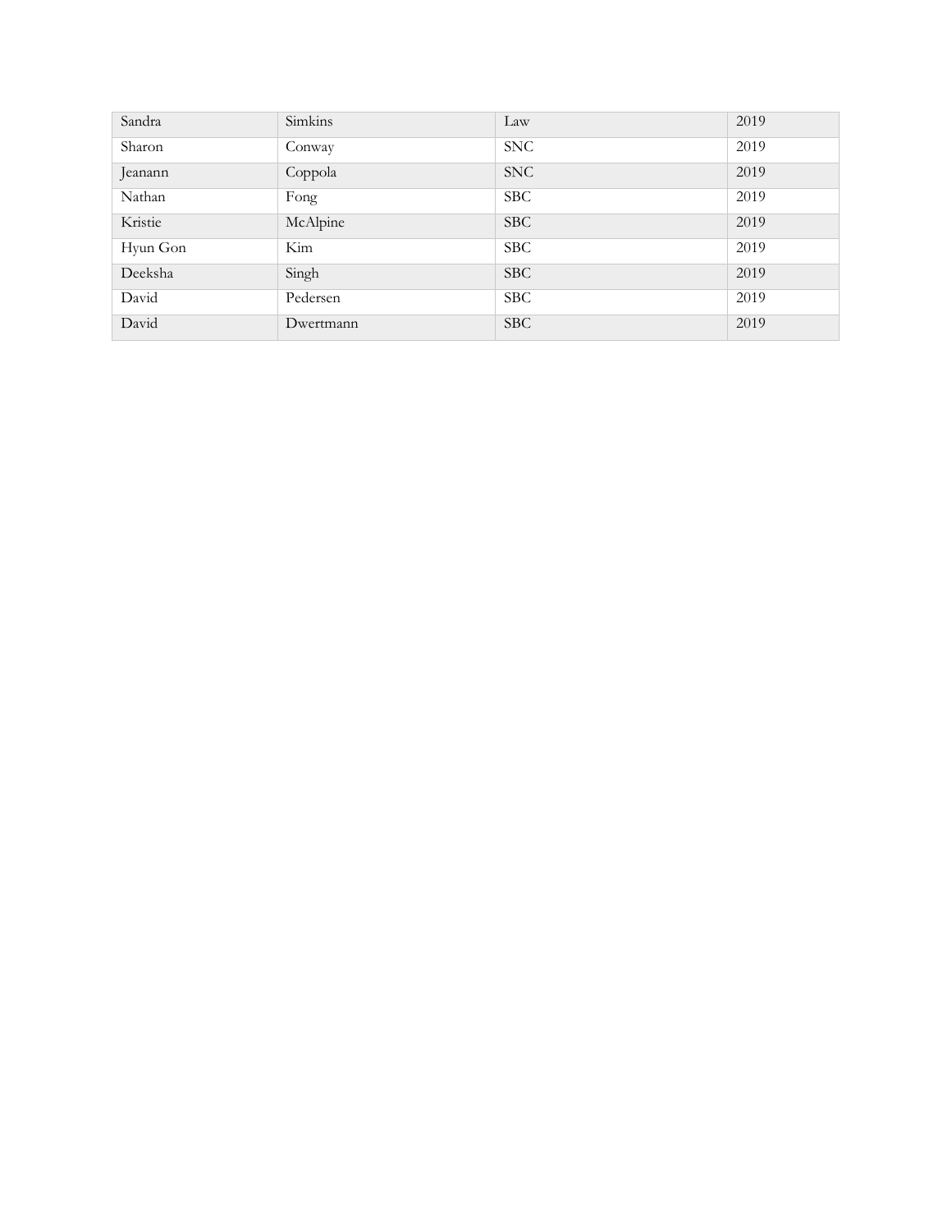| | | | |
|---|---|---|---|
| Sandra | Simkins | Law | 2019 |
| Sharon | Conway | SNC | 2019 |
| Jeanann | Coppola | SNC | 2019 |
| Nathan | Fong | SBC | 2019 |
| Kristie | McAlpine | SBC | 2019 |
| Hyun Gon | Kim | SBC | 2019 |
| Deeksha | Singh | SBC | 2019 |
| David | Pedersen | SBC | 2019 |
| David | Dwertmann | SBC | 2019 |